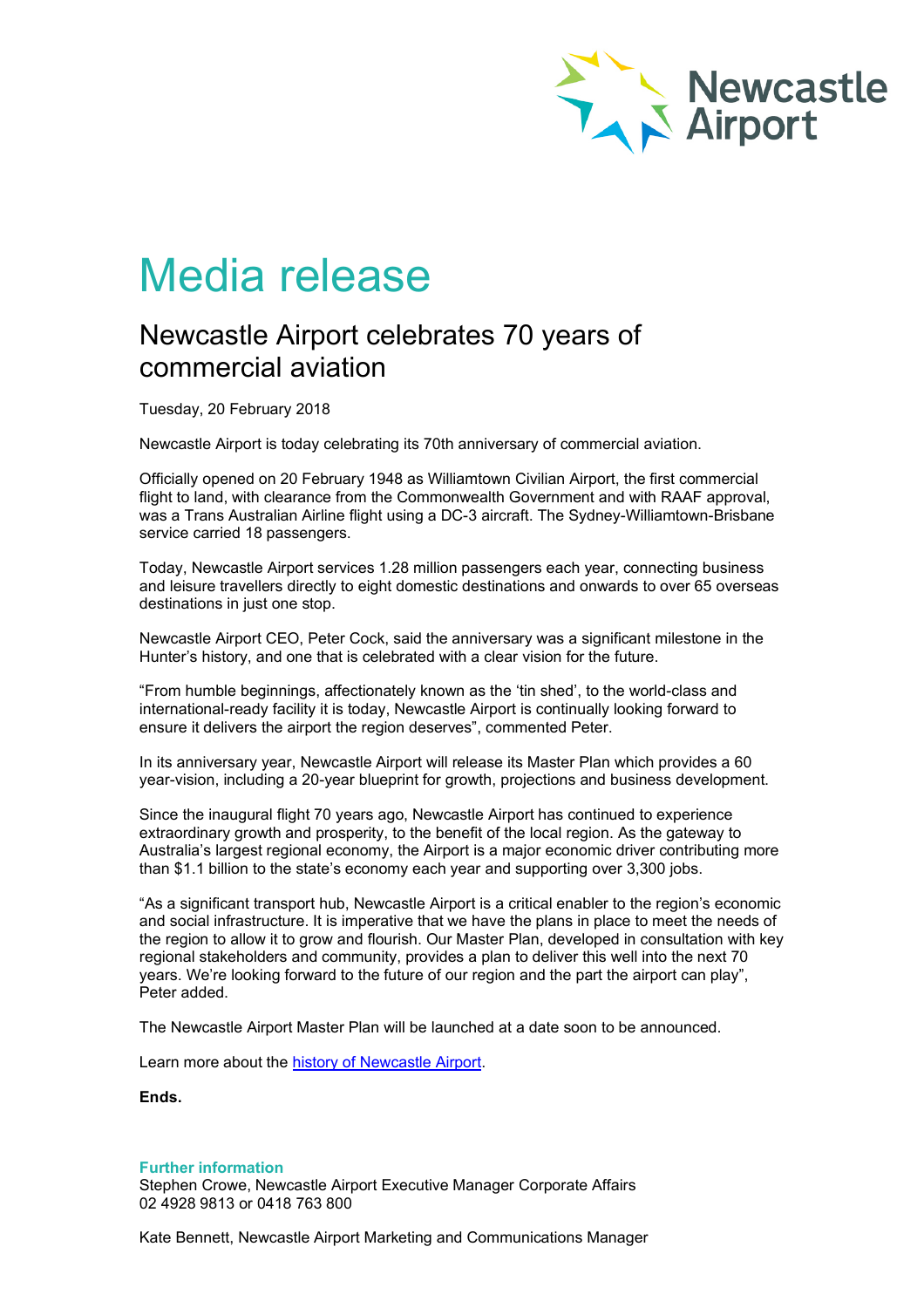Newcastle Airport

# Media release

## Newcastle Airport celebrates 70 years of commercial aviation

Tuesday, 20 February 2018

Newcastle Airport is today celebrating its 70th anniversary of commercial aviation.

Officially opened on 20 February 1948 as Williamtown Civilian Airport, the first commercial flight to land, with clearance from the Commonwealth Government and with RAAF approval, was a Trans Australian Airline flight using a DC-3 aircraft. The Sydney-Williamtown-Brisbane service carried 18 passengers.

Today, Newcastle Airport services 1.28 million passengers each year, connecting business and leisure travellers directly to eight domestic destinations and onwards to over 65 overseas destinations in just one stop.

Newcastle Airport CEO, Peter Cock, said the anniversary was a significant milestone in the Hunter's history, and one that is celebrated with a clear vision for the future.

"From humble beginnings, affectionately known as the 'tin shed', to the world-class and international-ready facility it is today, Newcastle Airport is continually looking forward to ensure it delivers the airport the region deserves", commented Peter.

In its anniversary year, Newcastle Airport will release its Master Plan which provides a 60 year-vision, including a 20-year blueprint for growth, projections and business development.

Since the inaugural flight 70 years ago, Newcastle Airport has continued to experience extraordinary growth and prosperity, to the benefit of the local region. As the gateway to Australia's largest regional economy, the Airport is a major economic driver contributing more than $1.1 billion to the state's economy each year and supporting over 3,300 jobs.

"As a significant transport hub, Newcastle Airport is a critical enabler to the region's economic and social infrastructure. It is imperative that we have the plans in place to meet the needs of the region to allow it to grow and flourish. Our Master Plan, developed in consultation with key regional stakeholders and community, provides a plan to deliver this well into the next 70 years. We're looking forward to the future of our region and the part the airport can play", Peter added.

The Newcastle Airport Master Plan will be launched at a date soon to be announced.

Learn more about the history of Newcastle Airport.

**Ends.**

### Further information

Stephen Crowe, Newcastle Airport Executive Manager Corporate Affairs
02 4928 9813 or 0418 763 800

Kate Bennett, Newcastle Airport Marketing and Communications Manager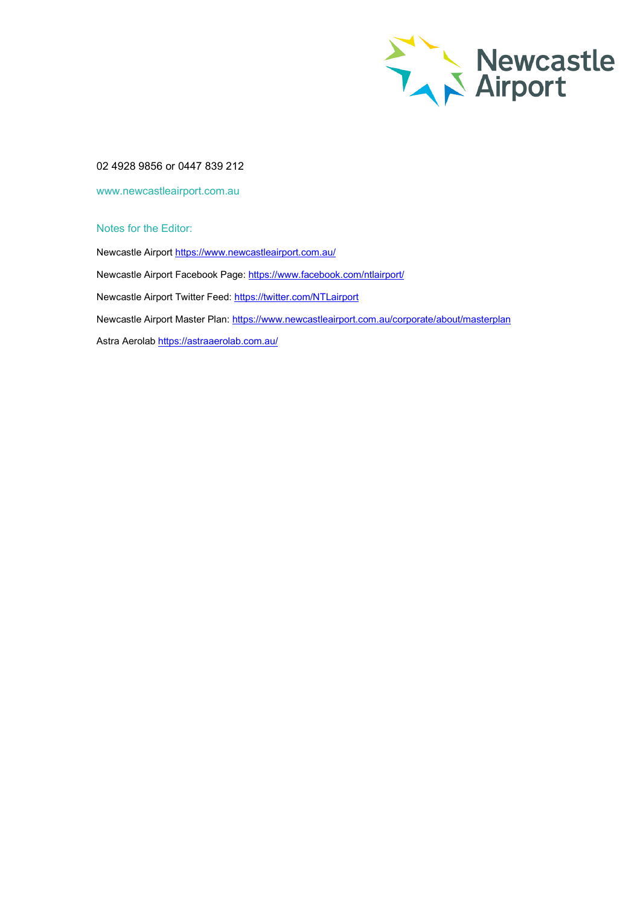02 4928 9856 or 0447 839 212

www.newcastleairport.com.au

## Notes for the Editor:

Newcastle Airport https://www.newcastleairport.com.au/

Newcastle Airport Facebook Page: https://www.facebook.com/ntlairport/

Newcastle Airport Twitter Feed: https://twitter.com/NTLairport

Newcastle Airport Master Plan: https://www.newcastleairport.com.au/corporate/about/masterplan

Astra Aerolab https://astraaerolab.com.au/